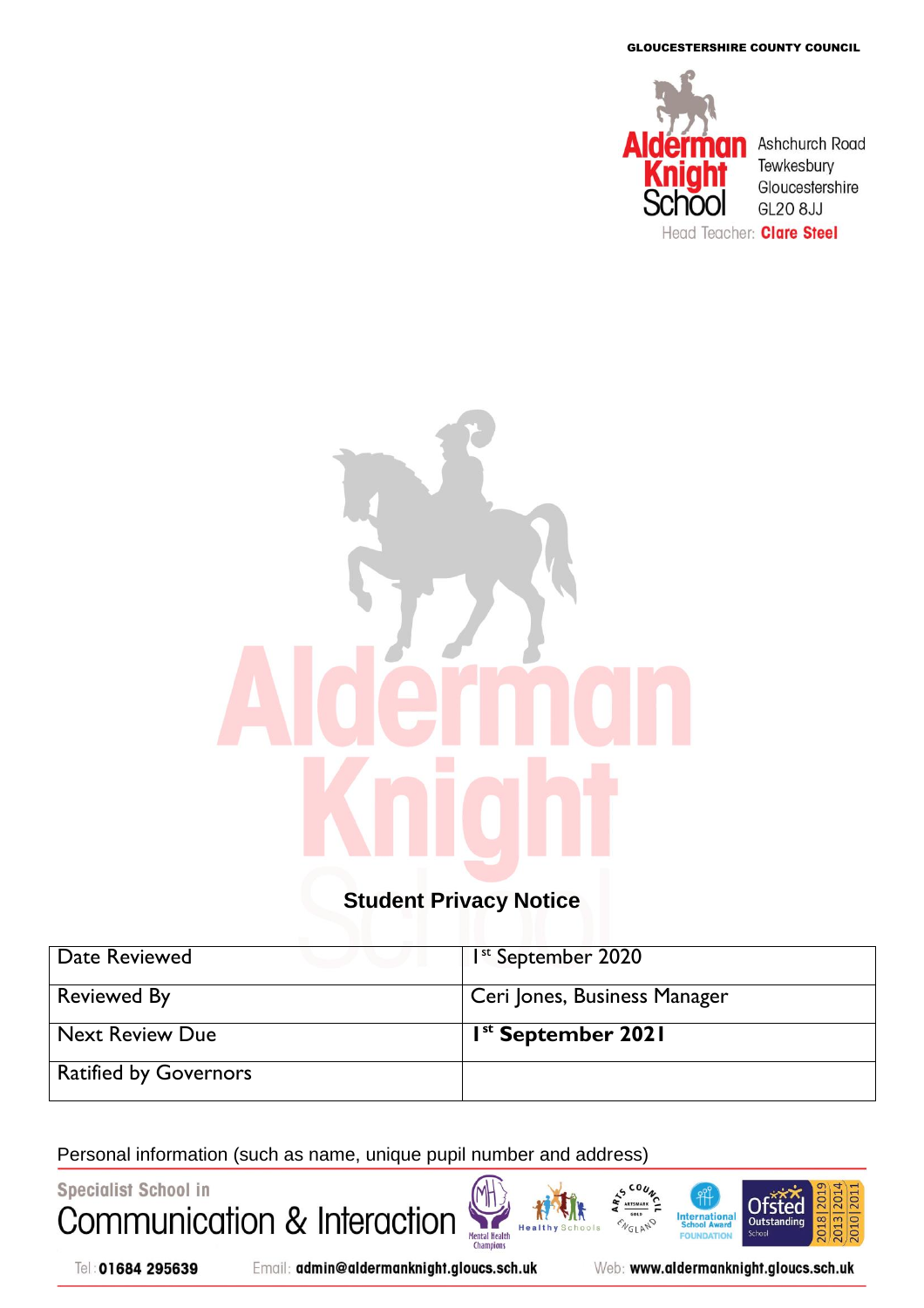GLOUCESTERSHIRE COUNTY COUNCIL

Alderman Knight School
Ashchurch Road
Tewkesbury
Gloucestershire
GL20 8JJ

Head Teacher: **Clare Steel**

# Student Privacy Notice

| Date Reviewed | 1st September 2020 |
|---|---|
| Reviewed By | Ceri Jones, Business Manager |
| Next Review Due | **1st September 2021** |
| Ratified by Governors | |

Personal information (such as name, unique pupil number and address)

Specialist School in Communication & Interaction

Tel: **01684 295639** Email: **admin@aldermanknight.gloucs.sch.uk** Web: **www.aldermanknight.gloucs.sch.uk**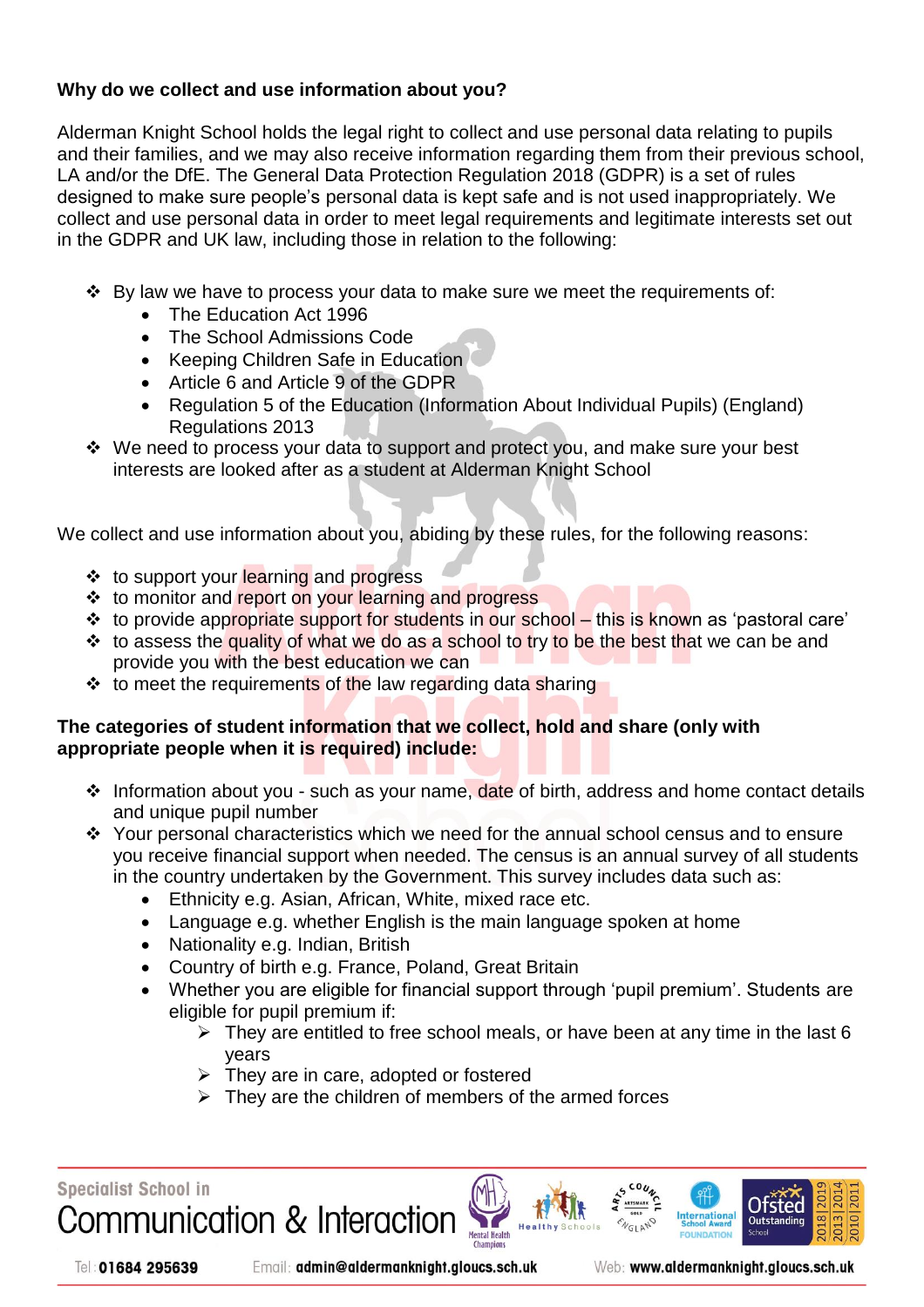**Why do we collect and use information about you?**

Alderman Knight School holds the legal right to collect and use personal data relating to pupils and their families, and we may also receive information regarding them from their previous school, LA and/or the DfE. The General Data Protection Regulation 2018 (GDPR) is a set of rules designed to make sure people's personal data is kept safe and is not used inappropriately. We collect and use personal data in order to meet legal requirements and legitimate interests set out in the GDPR and UK law, including those in relation to the following:

- By law we have to process your data to make sure we meet the requirements of:
  - The Education Act 1996
  - The School Admissions Code
  - Keeping Children Safe in Education
  - Article 6 and Article 9 of the GDPR
  - Regulation 5 of the Education (Information About Individual Pupils) (England) Regulations 2013
- We need to process your data to support and protect you, and make sure your best interests are looked after as a student at Alderman Knight School

We collect and use information about you, abiding by these rules, for the following reasons:

- to support your learning and progress
- to monitor and report on your learning and progress
- to provide appropriate support for students in our school – this is known as 'pastoral care'
- to assess the quality of what we do as a school to try to be the best that we can be and provide you with the best education we can
- to meet the requirements of the law regarding data sharing

**The categories of student information that we collect, hold and share (only with appropriate people when it is required) include:**

- Information about you - such as your name, date of birth, address and home contact details and unique pupil number
- Your personal characteristics which we need for the annual school census and to ensure you receive financial support when needed. The census is an annual survey of all students in the country undertaken by the Government. This survey includes data such as:
  - Ethnicity e.g. Asian, African, White, mixed race etc.
  - Language e.g. whether English is the main language spoken at home
  - Nationality e.g. Indian, British
  - Country of birth e.g. France, Poland, Great Britain
  - Whether you are eligible for financial support through 'pupil premium'. Students are eligible for pupil premium if:
    - They are entitled to free school meals, or have been at any time in the last 6 years
    - They are in care, adopted or fostered
    - They are the children of members of the armed forces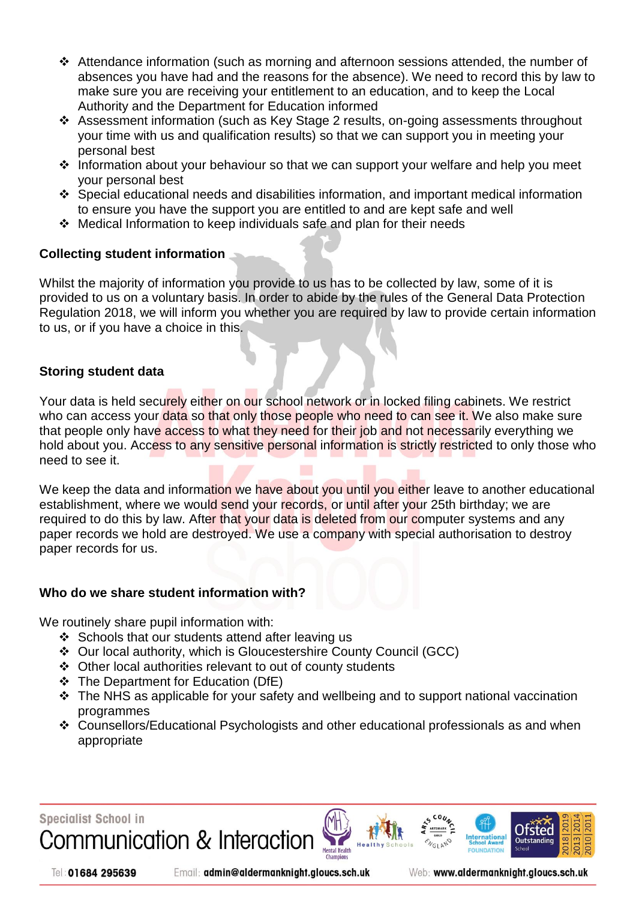- Attendance information (such as morning and afternoon sessions attended, the number of absences you have had and the reasons for the absence). We need to record this by law to make sure you are receiving your entitlement to an education, and to keep the Local Authority and the Department for Education informed
- Assessment information (such as Key Stage 2 results, on-going assessments throughout your time with us and qualification results) so that we can support you in meeting your personal best
- Information about your behaviour so that we can support your welfare and help you meet your personal best
- Special educational needs and disabilities information, and important medical information to ensure you have the support you are entitled to and are kept safe and well
- Medical Information to keep individuals safe and plan for their needs

**Collecting student information**

Whilst the majority of information you provide to us has to be collected by law, some of it is provided to us on a voluntary basis. In order to abide by the rules of the General Data Protection Regulation 2018, we will inform you whether you are required by law to provide certain information to us, or if you have a choice in this.

**Storing student data**

Your data is held securely either on our school network or in locked filing cabinets. We restrict who can access your data so that only those people who need to can see it. We also make sure that people only have access to what they need for their job and not necessarily everything we hold about you. Access to any sensitive personal information is strictly restricted to only those who need to see it.

We keep the data and information we have about you until you either leave to another educational establishment, where we would send your records, or until after your 25th birthday; we are required to do this by law. After that your data is deleted from our computer systems and any paper records we hold are destroyed. We use a company with special authorisation to destroy paper records for us.

**Who do we share student information with?**

We routinely share pupil information with:

- Schools that our students attend after leaving us
- Our local authority, which is Gloucestershire County Council (GCC)
- Other local authorities relevant to out of county students
- The Department for Education (DfE)
- The NHS as applicable for your safety and wellbeing and to support national vaccination programmes
- Counsellors/Educational Psychologists and other educational professionals as and when appropriate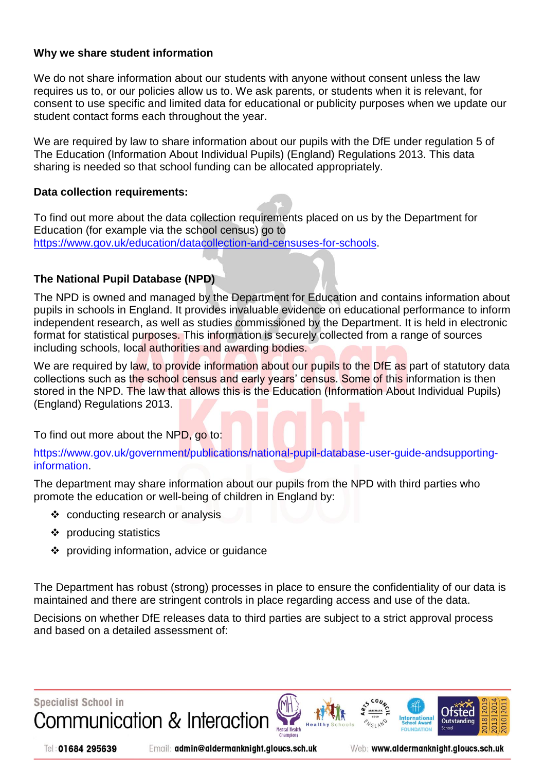**Why we share student information**

We do not share information about our students with anyone without consent unless the law requires us to, or our policies allow us to. We ask parents, or students when it is relevant, for consent to use specific and limited data for educational or publicity purposes when we update our student contact forms each throughout the year.

We are required by law to share information about our pupils with the DfE under regulation 5 of The Education (Information About Individual Pupils) (England) Regulations 2013. This data sharing is needed so that school funding can be allocated appropriately.

**Data collection requirements:**

To find out more about the data collection requirements placed on us by the Department for Education (for example via the school census) go to https://www.gov.uk/education/datacollection-and-censuses-for-schools.

**The National Pupil Database (NPD)**

The NPD is owned and managed by the Department for Education and contains information about pupils in schools in England. It provides invaluable evidence on educational performance to inform independent research, as well as studies commissioned by the Department. It is held in electronic format for statistical purposes. This information is securely collected from a range of sources including schools, local authorities and awarding bodies.

We are required by law, to provide information about our pupils to the DfE as part of statutory data collections such as the school census and early years' census. Some of this information is then stored in the NPD. The law that allows this is the Education (Information About Individual Pupils) (England) Regulations 2013.

To find out more about the NPD, go to:

https://www.gov.uk/government/publications/national-pupil-database-user-guide-andsupporting-information.

The department may share information about our pupils from the NPD with third parties who promote the education or well-being of children in England by:

- conducting research or analysis
- producing statistics
- providing information, advice or guidance

The Department has robust (strong) processes in place to ensure the confidentiality of our data is maintained and there are stringent controls in place regarding access and use of the data.

Decisions on whether DfE releases data to third parties are subject to a strict approval process and based on a detailed assessment of: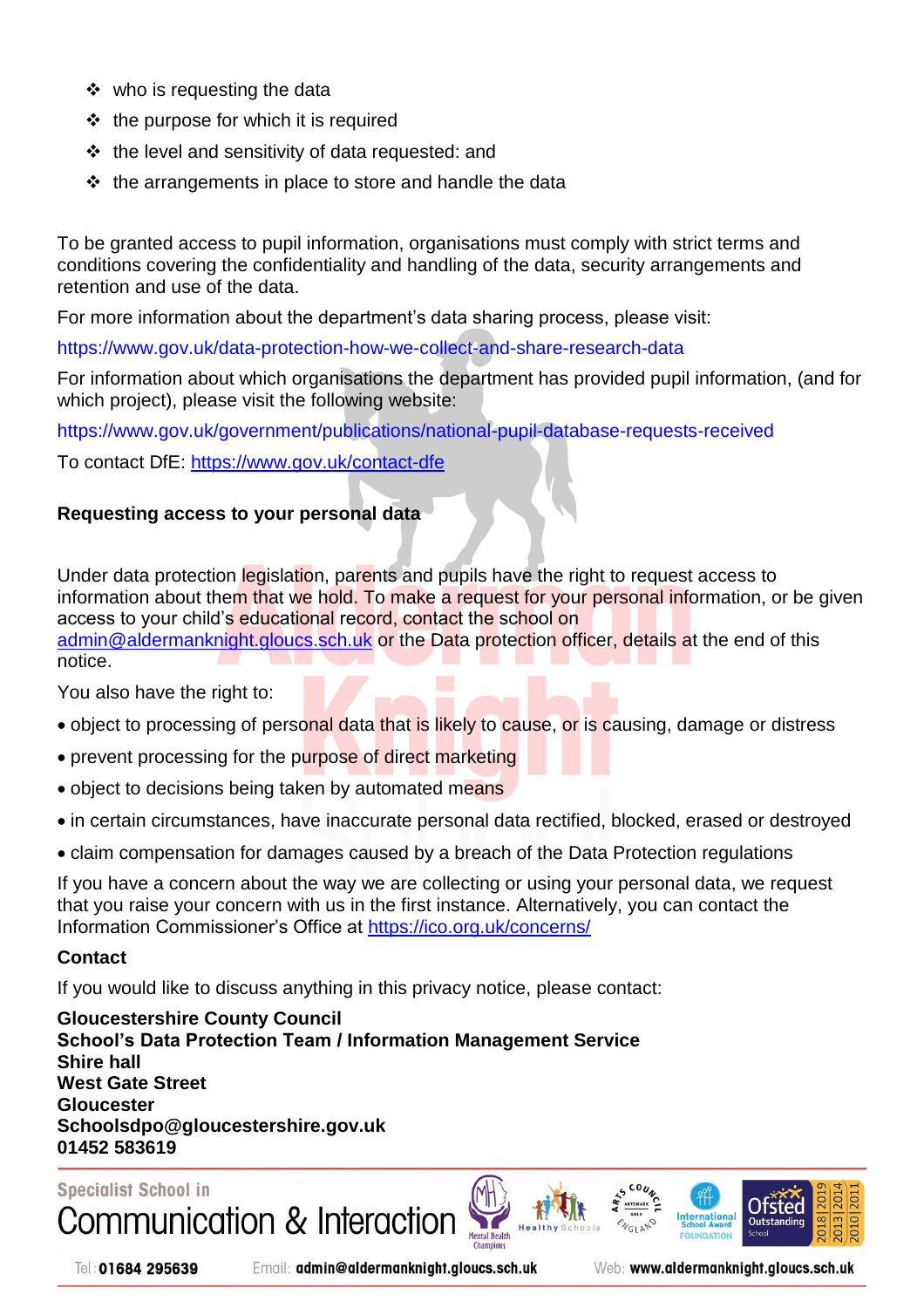- who is requesting the data
- the purpose for which it is required
- the level and sensitivity of data requested: and
- the arrangements in place to store and handle the data

To be granted access to pupil information, organisations must comply with strict terms and conditions covering the confidentiality and handling of the data, security arrangements and retention and use of the data.

For more information about the department's data sharing process, please visit:

https://www.gov.uk/data-protection-how-we-collect-and-share-research-data

For information about which organisations the department has provided pupil information, (and for which project), please visit the following website:

https://www.gov.uk/government/publications/national-pupil-database-requests-received

To contact DfE: https://www.gov.uk/contact-dfe

**Requesting access to your personal data**

Under data protection legislation, parents and pupils have the right to request access to information about them that we hold. To make a request for your personal information, or be given access to your child's educational record, contact the school on admin@aldermanknight.gloucs.sch.uk or the Data protection officer, details at the end of this notice.

You also have the right to:

- object to processing of personal data that is likely to cause, or is causing, damage or distress
- prevent processing for the purpose of direct marketing
- object to decisions being taken by automated means
- in certain circumstances, have inaccurate personal data rectified, blocked, erased or destroyed
- claim compensation for damages caused by a breach of the Data Protection regulations

If you have a concern about the way we are collecting or using your personal data, we request that you raise your concern with us in the first instance. Alternatively, you can contact the Information Commissioner's Office at https://ico.org.uk/concerns/

**Contact**

If you would like to discuss anything in this privacy notice, please contact:

**Gloucestershire County Council**
**School's Data Protection Team / Information Management Service**
**Shire hall**
**West Gate Street**
**Gloucester**
**Schoolsdpo@gloucestershire.gov.uk**
**01452 583619**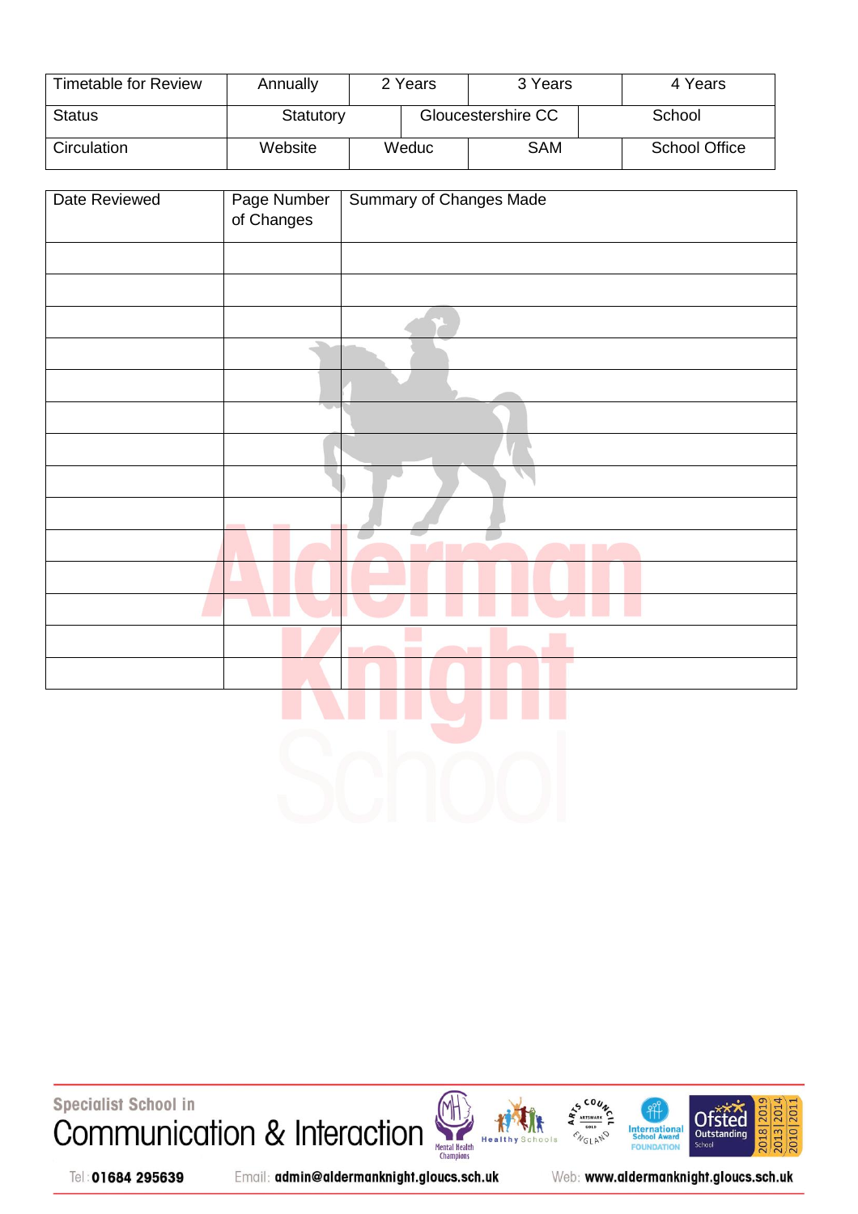| Timetable for Review | Annually | 2 Years | 3 Years | 4 Years |
|---|---|---|---|---|
| Status | Statutory | Gloucestershire CC | | School |
| Circulation | Website | Weduc | SAM | School Office |

| Date Reviewed | Page Number of Changes | Summary of Changes Made |
|---|---|---|
| | | |
| | | |
| | | |
| | | |
| | | |
| | | |
| | | |
| | | |
| | | |
| | | |
| | | |
| | | |
| | | |
| | | |